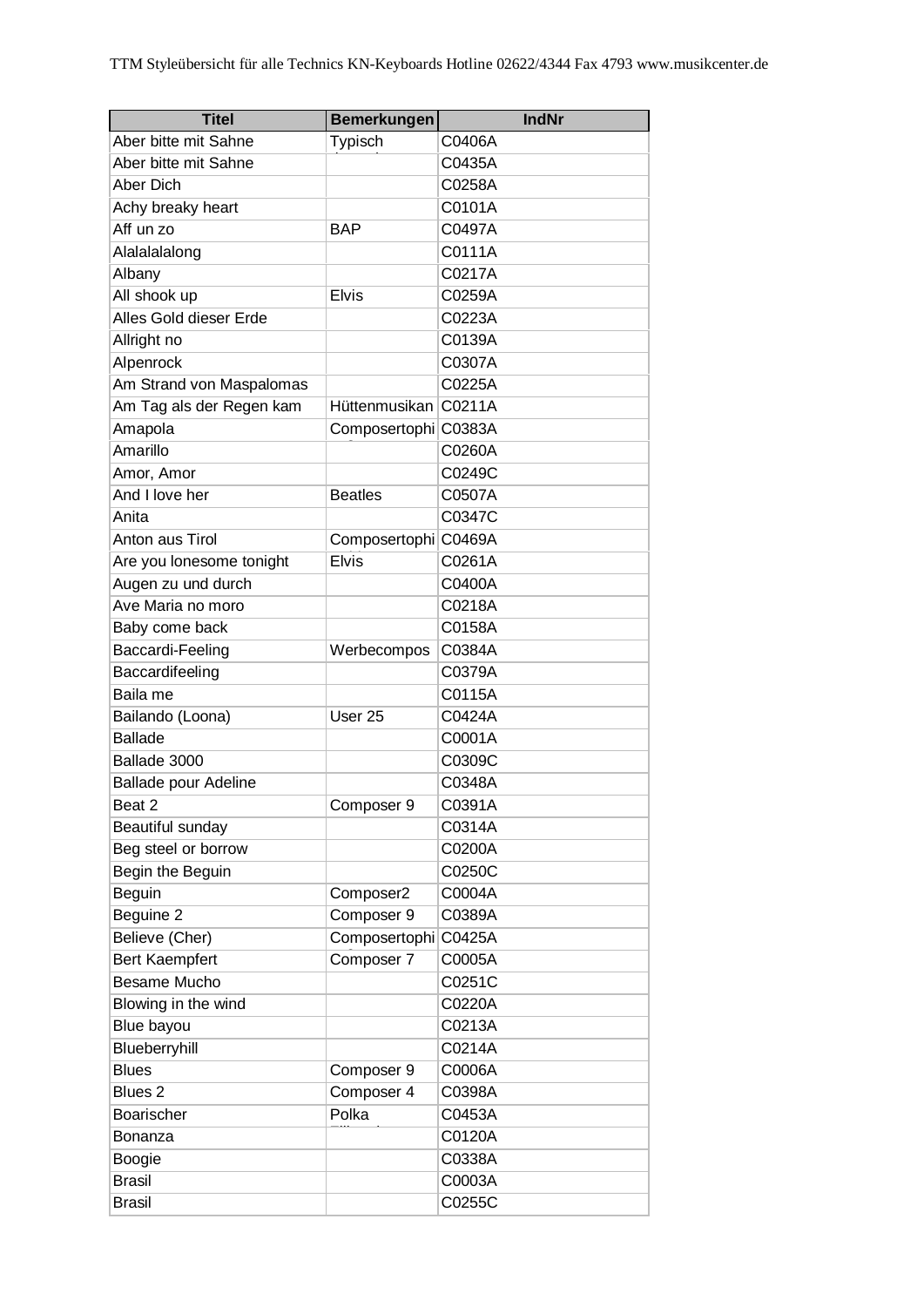TTM Styleübersicht für alle Technics KN-Keyboards Hotline 02622/4344 Fax 4793 www.musikcenter.de

| Titel | Bemerkungen | IndNr |
| --- | --- | --- |
| Aber bitte mit Sahne | Typisch | C0406A |
| Aber bitte mit Sahne | | C0435A |
| Aber Dich | | C0258A |
| Achy breaky heart | | C0101A |
| Aff un zo | BAP | C0497A |
| Alalalalalong | | C0111A |
| Albany | | C0217A |
| All shook up | Elvis | C0259A |
| Alles Gold dieser Erde | | C0223A |
| Allright no | | C0139A |
| Alpenrock | | C0307A |
| Am Strand von Maspalomas | | C0225A |
| Am Tag als der Regen kam | Hüttenmusikan | C0211A |
| Amapola | Composertophi | C0383A |
| Amarillo | | C0260A |
| Amor, Amor | | C0249C |
| And I love her | Beatles | C0507A |
| Anita | | C0347C |
| Anton aus Tirol | Composertophi | C0469A |
| Are you lonesome tonight | Elvis | C0261A |
| Augen zu und durch | | C0400A |
| Ave Maria no moro | | C0218A |
| Baby come back | | C0158A |
| Baccardi-Feeling | Werbecompos | C0384A |
| Baccardifeeling | | C0379A |
| Baila me | | C0115A |
| Bailando (Loona) | User 25 | C0424A |
| Ballade | | C0001A |
| Ballade 3000 | | C0309C |
| Ballade pour Adeline | | C0348A |
| Beat 2 | Composer 9 | C0391A |
| Beautiful sunday | | C0314A |
| Beg steel or borrow | | C0200A |
| Begin the Beguin | | C0250C |
| Beguin | Composer2 | C0004A |
| Beguine 2 | Composer 9 | C0389A |
| Believe (Cher) | Composertophi | C0425A |
| Bert Kaempfert | Composer 7 | C0005A |
| Besame Mucho | | C0251C |
| Blowing in the wind | | C0220A |
| Blue bayou | | C0213A |
| Blueberryhill | | C0214A |
| Blues | Composer 9 | C0006A |
| Blues 2 | Composer 4 | C0398A |
| Boarischer | Polka | C0453A |
| Bonanza | | C0120A |
| Boogie | | C0338A |
| Brasil | | C0003A |
| Brasil | | C0255C |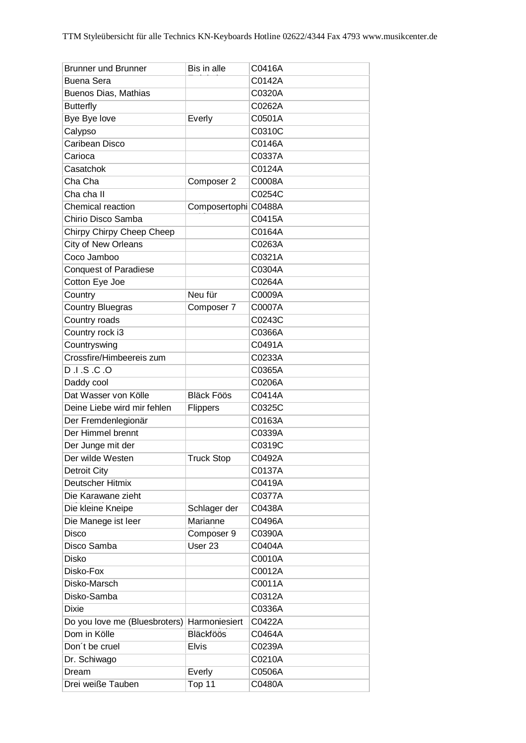| Brunner und Brunner | Bis in alle | C0416A |
|---|---|---|
| Buena Sera | | C0142A |
| Buenos Dias, Mathias | | C0320A |
| Butterfly | | C0262A |
| Bye Bye love | Everly | C0501A |
| Calypso | | C0310C |
| Caribean Disco | | C0146A |
| Carioca | | C0337A |
| Casatchok | | C0124A |
| Cha Cha | Composer 2 | C0008A |
| Cha cha II | | C0254C |
| Chemical reaction | Composertophi | C0488A |
| Chirio Disco Samba | | C0415A |
| Chirpy Chirpy Cheep Cheep | | C0164A |
| City of New Orleans | | C0263A |
| Coco Jamboo | | C0321A |
| Conquest of Paradiese | | C0304A |
| Cotton Eye Joe | | C0264A |
| Country | Neu für | C0009A |
| Country Bluegras | Composer 7 | C0007A |
| Country roads | | C0243C |
| Country rock i3 | | C0366A |
| Countryswing | | C0491A |
| Crossfire/Himbeereis zum | | C0233A |
| D .I .S .C .O | | C0365A |
| Daddy cool | | C0206A |
| Dat Wasser von Kölle | Bläck Föös | C0414A |
| Deine Liebe wird mir fehlen | Flippers | C0325C |
| Der Fremdenlegionär | | C0163A |
| Der Himmel brennt | | C0339A |
| Der Junge mit der | | C0319C |
| Der wilde Westen | Truck Stop | C0492A |
| Detroit City | | C0137A |
| Deutscher Hitmix | | C0419A |
| Die Karawane zieht | | C0377A |
| Die kleine Kneipe | Schlager der | C0438A |
| Die Manege ist leer | Marianne | C0496A |
| Disco | Composer 9 | C0390A |
| Disco Samba | User 23 | C0404A |
| Disko | | C0010A |
| Disko-Fox | | C0012A |
| Disko-Marsch | | C0011A |
| Disko-Samba | | C0312A |
| Dixie | | C0336A |
| Do you love me (Bluesbroters) | Harmoniesiert | C0422A |
| Dom in Kölle | Bläckföös | C0464A |
| Don´t be cruel | Elvis | C0239A |
| Dr. Schiwago | | C0210A |
| Dream | Everly | C0506A |
| Drei weiße Tauben | Top 11 | C0480A |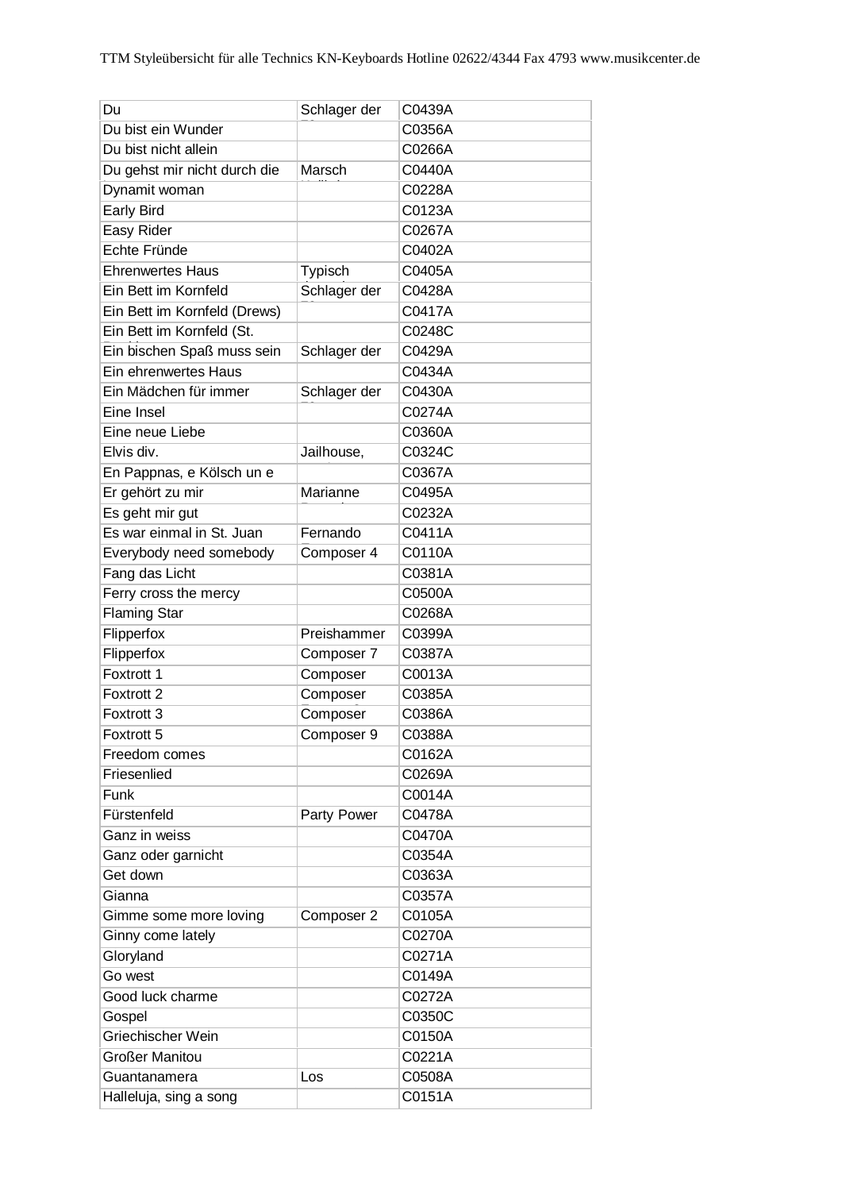| Du | Schlager der | C0439A |
|---|---|---|
| Du bist ein Wunder | | C0356A |
| Du bist nicht allein | | C0266A |
| Du gehst mir nicht durch die | Marsch | C0440A |
| Dynamit woman | | C0228A |
| Early Bird | | C0123A |
| Easy Rider | | C0267A |
| Echte Fründe | | C0402A |
| Ehrenwertes Haus | Typisch | C0405A |
| Ein Bett im Kornfeld | Schlager der | C0428A |
| Ein Bett im Kornfeld (Drews) | | C0417A |
| Ein Bett im Kornfeld (St. | | C0248C |
| Ein bischen Spaß muss sein | Schlager der | C0429A |
| Ein ehrenwertes Haus | | C0434A |
| Ein Mädchen für immer | Schlager der | C0430A |
| Eine Insel | | C0274A |
| Eine neue Liebe | | C0360A |
| Elvis div. | Jailhouse, | C0324C |
| En Pappnas, e Kölsch un e | | C0367A |
| Er gehört zu mir | Marianne | C0495A |
| Es geht mir gut | | C0232A |
| Es war einmal in St. Juan | Fernando | C0411A |
| Everybody need somebody | Composer 4 | C0110A |
| Fang das Licht | | C0381A |
| Ferry cross the mercy | | C0500A |
| Flaming Star | | C0268A |
| Flipperfox | Preishammer | C0399A |
| Flipperfox | Composer 7 | C0387A |
| Foxtrott 1 | Composer | C0013A |
| Foxtrott 2 | Composer | C0385A |
| Foxtrott 3 | Composer | C0386A |
| Foxtrott 5 | Composer 9 | C0388A |
| Freedom comes | | C0162A |
| Friesenlied | | C0269A |
| Funk | | C0014A |
| Fürstenfeld | Party Power | C0478A |
| Ganz in weiss | | C0470A |
| Ganz oder garnicht | | C0354A |
| Get down | | C0363A |
| Gianna | | C0357A |
| Gimme some more loving | Composer 2 | C0105A |
| Ginny come lately | | C0270A |
| Gloryland | | C0271A |
| Go west | | C0149A |
| Good luck charme | | C0272A |
| Gospel | | C0350C |
| Griechischer Wein | | C0150A |
| Großer Manitou | | C0221A |
| Guantanamera | Los | C0508A |
| Halleluja, sing a song | | C0151A |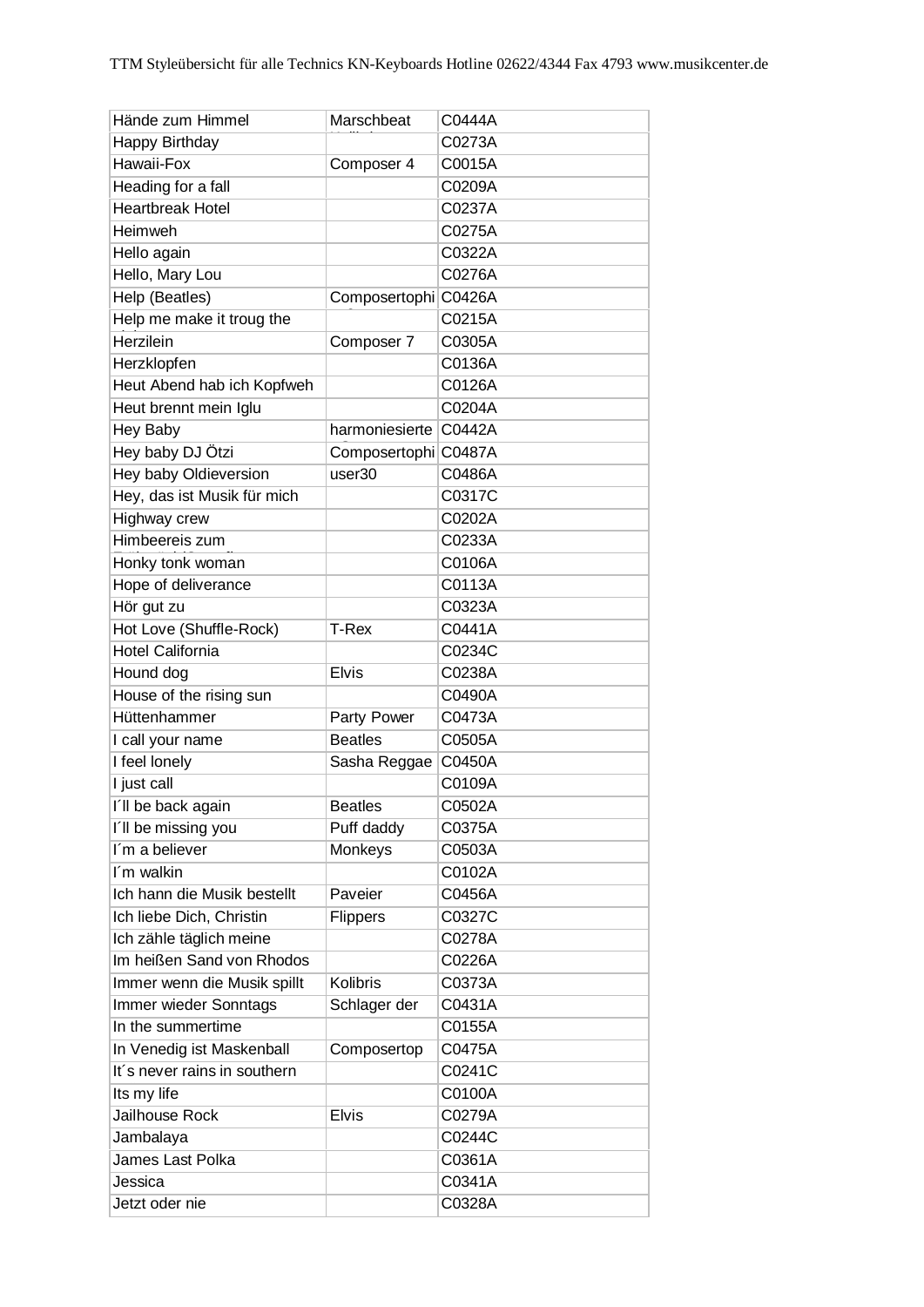| Hände zum Himmel | Marschbeat | C0444A |
|---|---|---|
| Happy Birthday | | C0273A |
| Hawaii-Fox | Composer 4 | C0015A |
| Heading for a fall | | C0209A |
| Heartbreak Hotel | | C0237A |
| Heimweh | | C0275A |
| Hello again | | C0322A |
| Hello, Mary Lou | | C0276A |
| Help (Beatles) | Composertophi | C0426A |
| Help me make it troug the | | C0215A |
| Herzilein | Composer 7 | C0305A |
| Herzklopfen | | C0136A |
| Heut Abend hab ich Kopfweh | | C0126A |
| Heut brennt mein Iglu | | C0204A |
| Hey Baby | harmoniesierte | C0442A |
| Hey baby DJ Ötzi | Composertophi | C0487A |
| Hey baby Oldieversion | user30 | C0486A |
| Hey, das ist Musik für mich | | C0317C |
| Highway crew | | C0202A |
| Himbeereis zum | | C0233A |
| Honky tonk woman | | C0106A |
| Hope of deliverance | | C0113A |
| Hör gut zu | | C0323A |
| Hot Love (Shuffle-Rock) | T-Rex | C0441A |
| Hotel California | | C0234C |
| Hound dog | Elvis | C0238A |
| House of the rising sun | | C0490A |
| Hüttenhammer | Party Power | C0473A |
| I call your name | Beatles | C0505A |
| I feel lonely | Sasha Reggae | C0450A |
| I just call | | C0109A |
| I´ll be back again | Beatles | C0502A |
| I´ll be missing you | Puff daddy | C0375A |
| I´m a believer | Monkeys | C0503A |
| I´m walkin | | C0102A |
| Ich hann die Musik bestellt | Paveier | C0456A |
| Ich liebe Dich, Christin | Flippers | C0327C |
| Ich zähle täglich meine | | C0278A |
| Im heißen Sand von Rhodos | | C0226A |
| Immer wenn die Musik spillt | Kolibris | C0373A |
| Immer wieder Sonntags | Schlager der | C0431A |
| In the summertime | | C0155A |
| In Venedig ist Maskenball | Composertop | C0475A |
| It´s never rains in southern | | C0241C |
| Its my life | | C0100A |
| Jailhouse Rock | Elvis | C0279A |
| Jambalaya | | C0244C |
| James Last Polka | | C0361A |
| Jessica | | C0341A |
| Jetzt oder nie | | C0328A |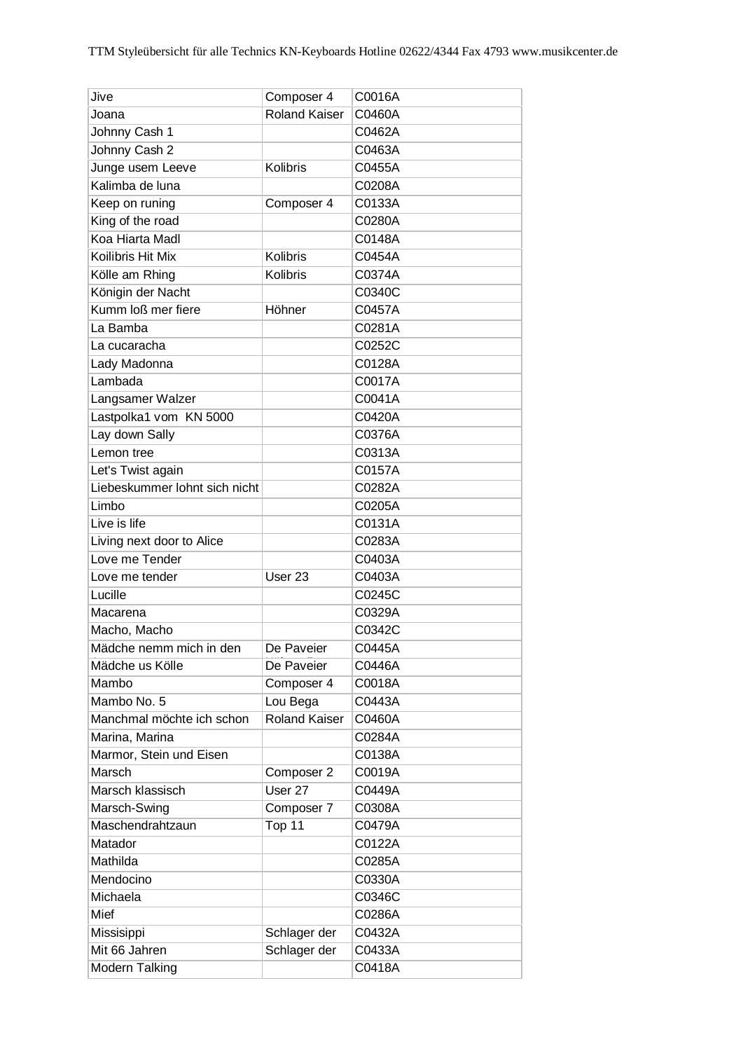| Jive | Composer 4 | C0016A |
|---|---|---|
| Joana | Roland Kaiser | C0460A |
| Johnny Cash 1 | | C0462A |
| Johnny Cash 2 | | C0463A |
| Junge usem Leeve | Kolibris | C0455A |
| Kalimba de luna | | C0208A |
| Keep on runing | Composer 4 | C0133A |
| King of the road | | C0280A |
| Koa Hiarta Madl | | C0148A |
| Koilibris Hit Mix | Kolibris | C0454A |
| Kölle am Rhing | Kolibris | C0374A |
| Königin der Nacht | | C0340C |
| Kumm loß mer fiere | Höhner | C0457A |
| La Bamba | | C0281A |
| La cucaracha | | C0252C |
| Lady Madonna | | C0128A |
| Lambada | | C0017A |
| Langsamer Walzer | | C0041A |
| Lastpolka1 vom KN 5000 | | C0420A |
| Lay down Sally | | C0376A |
| Lemon tree | | C0313A |
| Let's Twist again | | C0157A |
| Liebeskummer lohnt sich nicht | | C0282A |
| Limbo | | C0205A |
| Live is life | | C0131A |
| Living next door to Alice | | C0283A |
| Love me Tender | | C0403A |
| Love me tender | User 23 | C0403A |
| Lucille | | C0245C |
| Macarena | | C0329A |
| Macho, Macho | | C0342C |
| Mädche nemm mich in den | De Paveier | C0445A |
| Mädche us Kölle | De Paveier | C0446A |
| Mambo | Composer 4 | C0018A |
| Mambo No. 5 | Lou Bega | C0443A |
| Manchmal möchte ich schon | Roland Kaiser | C0460A |
| Marina, Marina | | C0284A |
| Marmor, Stein und Eisen | | C0138A |
| Marsch | Composer 2 | C0019A |
| Marsch klassisch | User 27 | C0449A |
| Marsch-Swing | Composer 7 | C0308A |
| Maschendrahtzaun | Top 11 | C0479A |
| Matador | | C0122A |
| Mathilda | | C0285A |
| Mendocino | | C0330A |
| Michaela | | C0346C |
| Mief | | C0286A |
| Missisippi | Schlager der | C0432A |
| Mit 66 Jahren | Schlager der | C0433A |
| Modern Talking | | C0418A |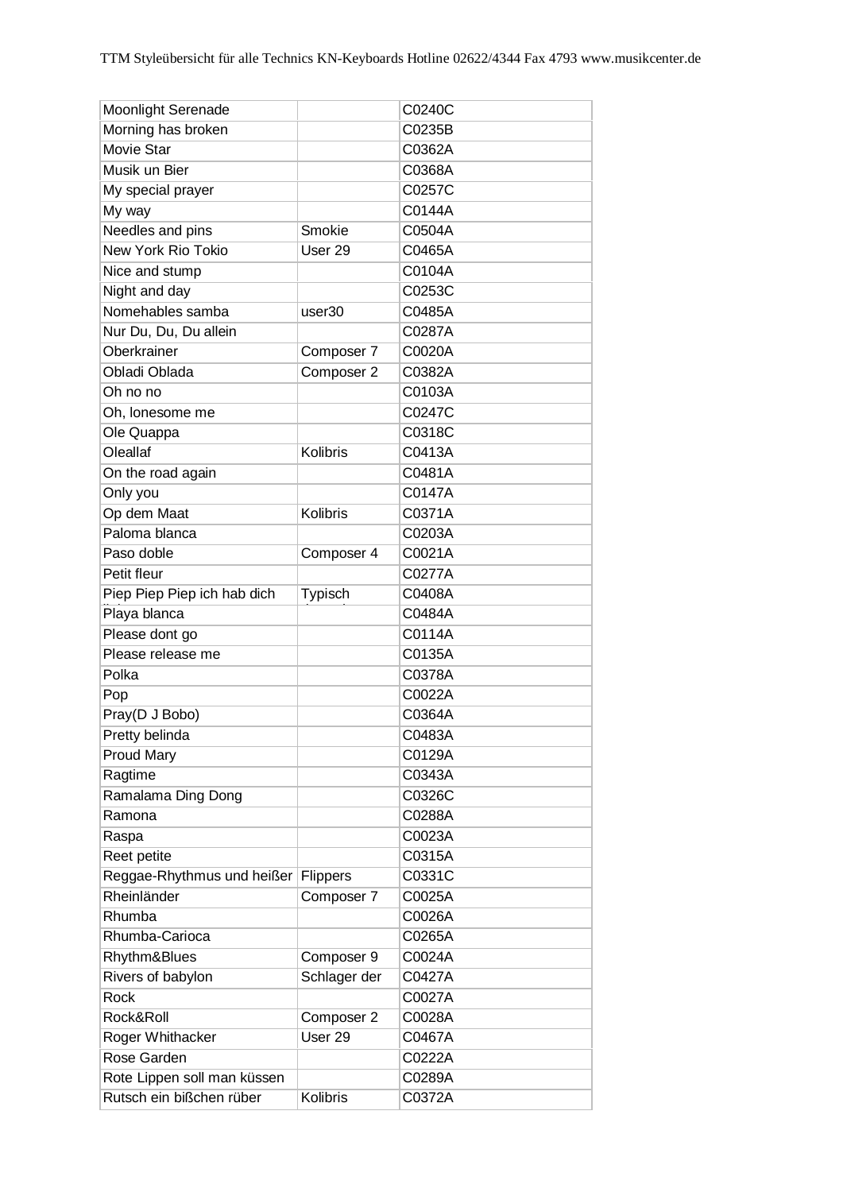| Moonlight Serenade | | C0240C |
|---|---|---|
| Morning has broken | | C0235B |
| Movie Star | | C0362A |
| Musik un Bier | | C0368A |
| My special prayer | | C0257C |
| My way | | C0144A |
| Needles and pins | Smokie | C0504A |
| New York Rio Tokio | User 29 | C0465A |
| Nice and stump | | C0104A |
| Night and day | | C0253C |
| Nomehables samba | user30 | C0485A |
| Nur Du, Du, Du allein | | C0287A |
| Oberkrainer | Composer 7 | C0020A |
| Obladi Oblada | Composer 2 | C0382A |
| Oh no no | | C0103A |
| Oh, lonesome me | | C0247C |
| Ole Quappa | | C0318C |
| Oleallaf | Kolibris | C0413A |
| On the road again | | C0481A |
| Only you | | C0147A |
| Op dem Maat | Kolibris | C0371A |
| Paloma blanca | | C0203A |
| Paso doble | Composer 4 | C0021A |
| Petit fleur | | C0277A |
| Piep Piep Piep ich hab dich | Typisch | C0408A |
| Playa blanca | | C0484A |
| Please dont go | | C0114A |
| Please release me | | C0135A |
| Polka | | C0378A |
| Pop | | C0022A |
| Pray(D J Bobo) | | C0364A |
| Pretty belinda | | C0483A |
| Proud Mary | | C0129A |
| Ragtime | | C0343A |
| Ramalama Ding Dong | | C0326C |
| Ramona | | C0288A |
| Raspa | | C0023A |
| Reet petite | | C0315A |
| Reggae-Rhythmus und heißer | Flippers | C0331C |
| Rheinländer | Composer 7 | C0025A |
| Rhumba | | C0026A |
| Rhumba-Carioca | | C0265A |
| Rhythm&Blues | Composer 9 | C0024A |
| Rivers of babylon | Schlager der | C0427A |
| Rock | | C0027A |
| Rock&Roll | Composer 2 | C0028A |
| Roger Whithacker | User 29 | C0467A |
| Rose Garden | | C0222A |
| Rote Lippen soll man küssen | | C0289A |
| Rutsch ein bißchen rüber | Kolibris | C0372A |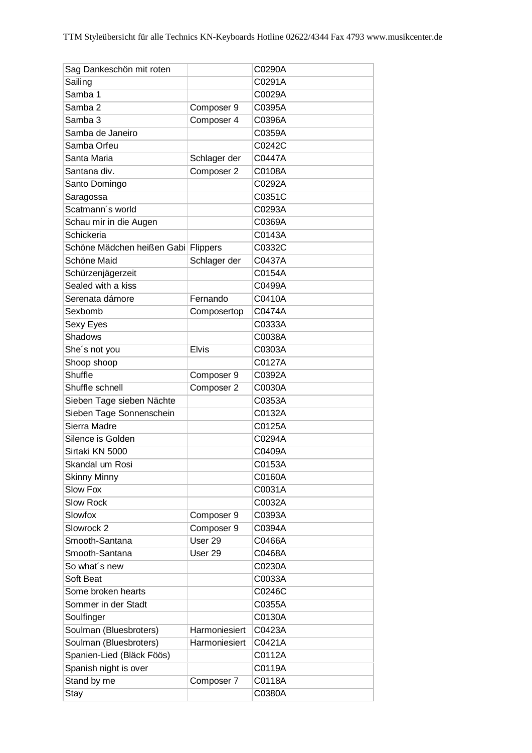| Sag Dankeschön mit roten | | C0290A |
|---|---|---|
| Sailing | | C0291A |
| Samba 1 | | C0029A |
| Samba 2 | Composer 9 | C0395A |
| Samba 3 | Composer 4 | C0396A |
| Samba de Janeiro | | C0359A |
| Samba Orfeu | | C0242C |
| Santa Maria | Schlager der | C0447A |
| Santana div. | Composer 2 | C0108A |
| Santo Domingo | | C0292A |
| Saragossa | | C0351C |
| Scatmann´s world | | C0293A |
| Schau mir in die Augen | | C0369A |
| Schickeria | | C0143A |
| Schöne Mädchen heißen Gabi | Flippers | C0332C |
| Schöne Maid | Schlager der | C0437A |
| Schürzenjägerzeit | | C0154A |
| Sealed with a kiss | | C0499A |
| Serenata dámore | Fernando | C0410A |
| Sexbomb | Composertop | C0474A |
| Sexy Eyes | | C0333A |
| Shadows | | C0038A |
| She´s not you | Elvis | C0303A |
| Shoop shoop | | C0127A |
| Shuffle | Composer 9 | C0392A |
| Shuffle schnell | Composer 2 | C0030A |
| Sieben Tage sieben Nächte | | C0353A |
| Sieben Tage Sonnenschein | | C0132A |
| Sierra Madre | | C0125A |
| Silence is Golden | | C0294A |
| Sirtaki KN 5000 | | C0409A |
| Skandal um Rosi | | C0153A |
| Skinny Minny | | C0160A |
| Slow Fox | | C0031A |
| Slow Rock | | C0032A |
| Slowfox | Composer 9 | C0393A |
| Slowrock 2 | Composer 9 | C0394A |
| Smooth-Santana | User 29 | C0466A |
| Smooth-Santana | User 29 | C0468A |
| So what´s new | | C0230A |
| Soft Beat | | C0033A |
| Some broken hearts | | C0246C |
| Sommer in der Stadt | | C0355A |
| Soulfinger | | C0130A |
| Soulman (Bluesbroters) | Harmoniesiert | C0423A |
| Soulman (Bluesbroters) | Harmoniesiert | C0421A |
| Spanien-Lied (Bläck Föös) | | C0112A |
| Spanish night is over | | C0119A |
| Stand by me | Composer 7 | C0118A |
| Stay | | C0380A |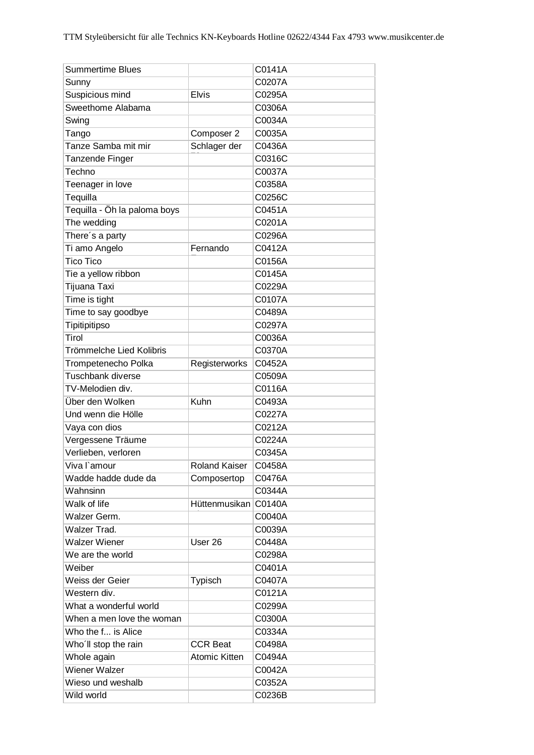| Summertime Blues | | C0141A |
| --- | --- | --- |
| Sunny | | C0207A |
| Suspicious mind | Elvis | C0295A |
| Sweethome Alabama | | C0306A |
| Swing | | C0034A |
| Tango | Composer 2 | C0035A |
| Tanze Samba mit mir | Schlager der | C0436A |
| Tanzende Finger | | C0316C |
| Techno | | C0037A |
| Teenager in love | | C0358A |
| Tequilla | | C0256C |
| Tequilla - Öh la paloma boys | | C0451A |
| The wedding | | C0201A |
| There´s a party | | C0296A |
| Ti amo Angelo | Fernando | C0412A |
| Tico Tico | | C0156A |
| Tie a yellow ribbon | | C0145A |
| Tijuana Taxi | | C0229A |
| Time is tight | | C0107A |
| Time to say goodbye | | C0489A |
| Tipitipitipso | | C0297A |
| Tirol | | C0036A |
| Trömmelche Lied Kolibris | | C0370A |
| Trompetenecho Polka | Registerworks | C0452A |
| Tuschbank diverse | | C0509A |
| TV-Melodien div. | | C0116A |
| Über den Wolken | Kuhn | C0493A |
| Und wenn die Hölle | | C0227A |
| Vaya con dios | | C0212A |
| Vergessene Träume | | C0224A |
| Verlieben, verloren | | C0345A |
| Viva l`amour | Roland Kaiser | C0458A |
| Wadde hadde dude da | Composertop | C0476A |
| Wahnsinn | | C0344A |
| Walk of life | Hüttenmusikan | C0140A |
| Walzer Germ. | | C0040A |
| Walzer Trad. | | C0039A |
| Walzer Wiener | User 26 | C0448A |
| We are the world | | C0298A |
| Weiber | | C0401A |
| Weiss der Geier | Typisch | C0407A |
| Western div. | | C0121A |
| What a wonderful world | | C0299A |
| When a men love the woman | | C0300A |
| Who the f... is Alice | | C0334A |
| Who´ll stop the rain | CCR Beat | C0498A |
| Whole again | Atomic Kitten | C0494A |
| Wiener Walzer | | C0042A |
| Wieso und weshalb | | C0352A |
| Wild world | | C0236B |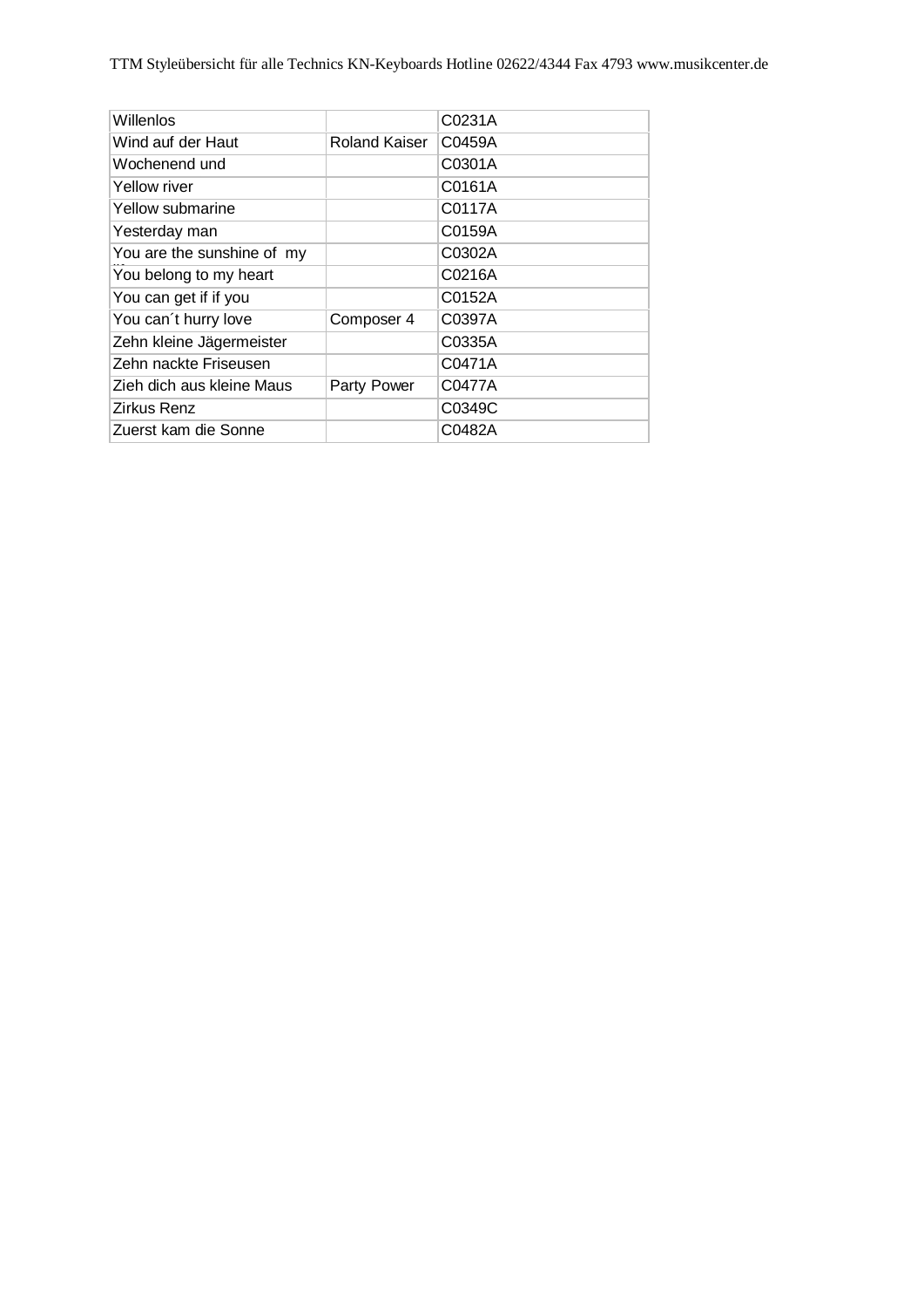| | | |
|---|---|---|
| Willenlos | | C0231A |
| Wind auf der Haut | Roland Kaiser | C0459A |
| Wochenend und | | C0301A |
| Yellow river | | C0161A |
| Yellow submarine | | C0117A |
| Yesterday man | | C0159A |
| You are the sunshine of my ... | | C0302A |
| You belong to my heart | | C0216A |
| You can get if if you | | C0152A |
| You can´t hurry love | Composer 4 | C0397A |
| Zehn kleine Jägermeister | | C0335A |
| Zehn nackte Friseusen | | C0471A |
| Zieh dich aus kleine Maus | Party Power | C0477A |
| Zirkus Renz | | C0349C |
| Zuerst kam die Sonne | | C0482A |